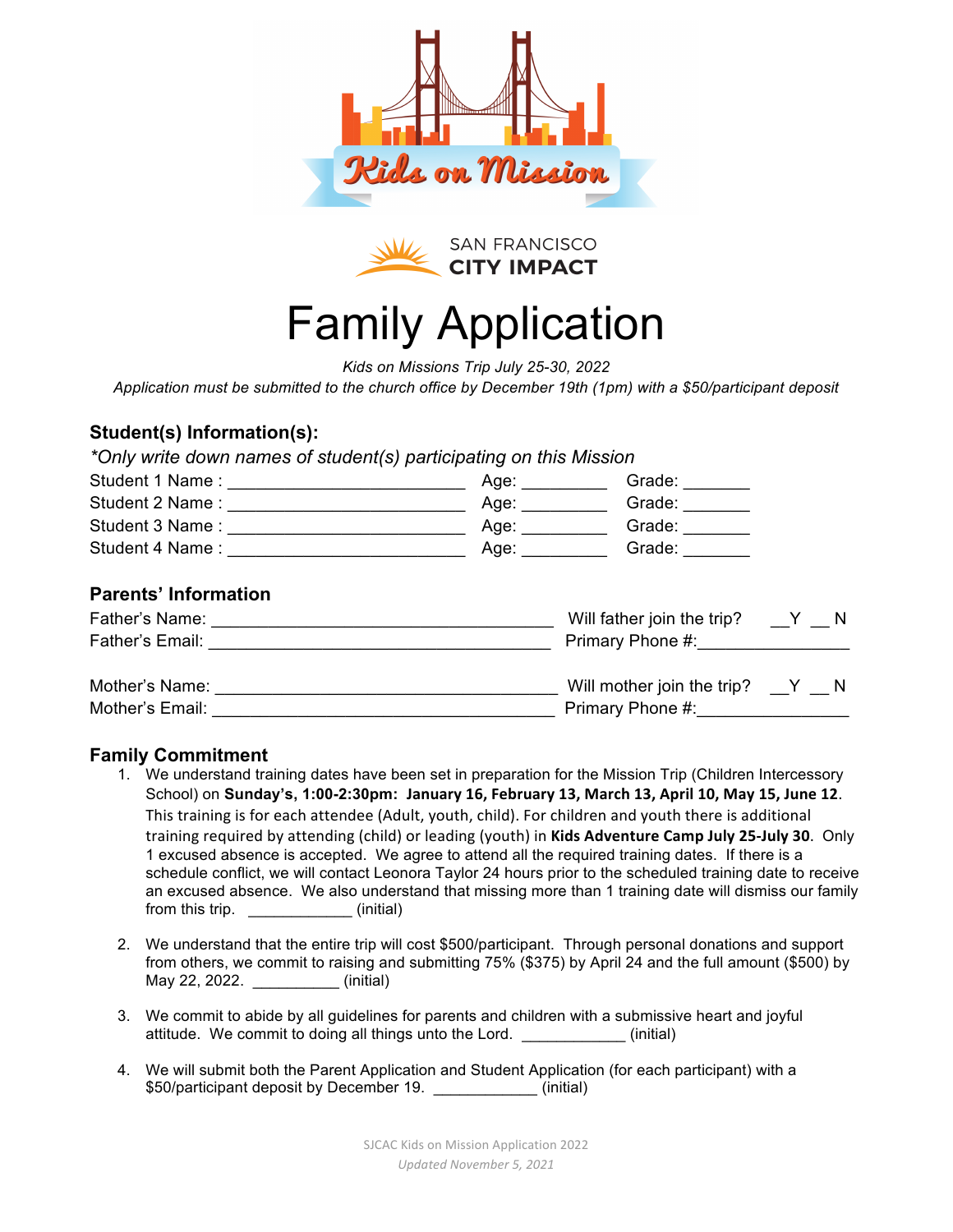Kids on Mission

SAN FRANCISCO
CITY IMPACT

# Family Application

*Kids on Missions Trip July 25-30, 2022*
*Application must be submitted to the church office by December 19th (1pm) with a $50/participant deposit*

## Student(s) Information(s):

*\*Only write down names of student(s) participating on this Mission*

Student 1 Name : ________________________ Age: _________ Grade: _______
Student 2 Name : ________________________ Age: _________ Grade: _______
Student 3 Name : ________________________ Age: _________ Grade: _______
Student 4 Name : ________________________ Age: _________ Grade: _______

## Parents' Information

Father's Name: ___________________________________ Will father join the trip? __Y __ N
Father's Email: ___________________________________ Primary Phone #:________________

Mother's Name: ___________________________________ Will mother join the trip? __Y __ N
Mother's Email: ___________________________________ Primary Phone #:________________

## Family Commitment

1. We understand training dates have been set in preparation for the Mission Trip (Children Intercessory School) on **Sunday's, 1:00-2:30pm: January 16, February 13, March 13, April 10, May 15, June 12**. This training is for each attendee (Adult, youth, child). For children and youth there is additional training required by attending (child) or leading (youth) in **Kids Adventure Camp July 25-July 30**. Only 1 excused absence is accepted. We agree to attend all the required training dates. If there is a schedule conflict, we will contact Leonora Taylor 24 hours prior to the scheduled training date to receive an excused absence. We also understand that missing more than 1 training date will dismiss our family from this trip. ____________ (initial)

2. We understand that the entire trip will cost $500/participant. Through personal donations and support from others, we commit to raising and submitting 75% ($375) by April 24 and the full amount ($500) by May 22, 2022. __________ (initial)

3. We commit to abide by all guidelines for parents and children with a submissive heart and joyful attitude. We commit to doing all things unto the Lord. ____________ (initial)

4. We will submit both the Parent Application and Student Application (for each participant) with a $50/participant deposit by December 19. ____________ (initial)

SJCAC Kids on Mission Application 2022
*Updated November 5, 2021*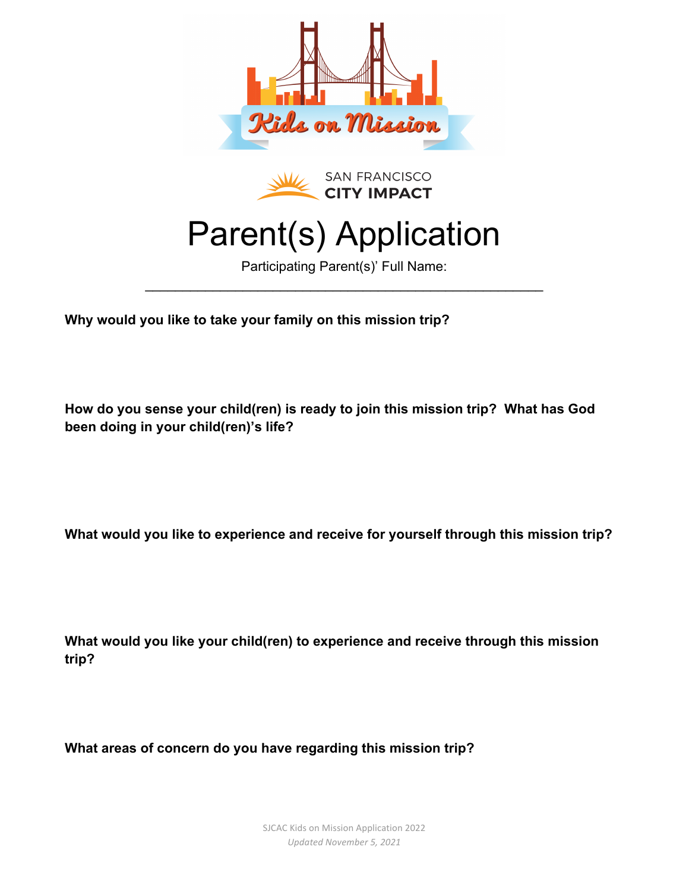# Parent(s) Application

Participating Parent(s)' Full Name: \_\_\_\_\_\_\_\_\_\_\_\_\_\_\_\_\_\_\_\_\_\_\_\_\_\_\_\_\_\_\_\_\_\_\_\_\_\_\_\_\_\_\_\_\_\_\_\_

**Why would you like to take your family on this mission trip?**

**How do you sense your child(ren) is ready to join this mission trip? What has God been doing in your child(ren)'s life?**

**What would you like to experience and receive for yourself through this mission trip?**

**What would you like your child(ren) to experience and receive through this mission trip?**

**What areas of concern do you have regarding this mission trip?**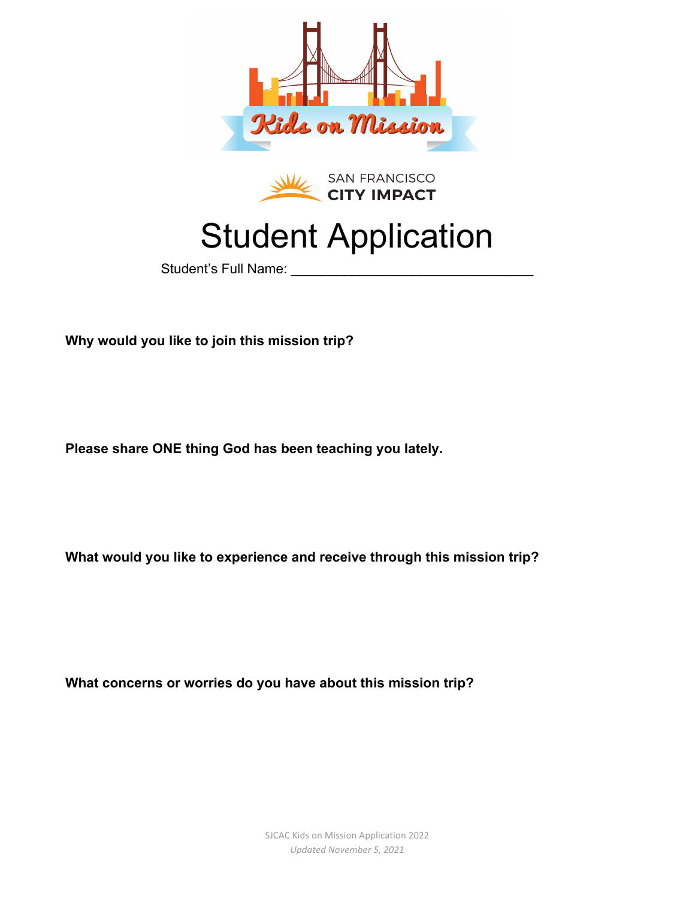Kids on Mission

SAN FRANCISCO
CITY IMPACT

# Student Application

Student's Full Name: ________________________________

**Why would you like to join this mission trip?**

**Please share ONE thing God has been teaching you lately.**

**What would you like to experience and receive through this mission trip?**

**What concerns or worries do you have about this mission trip?**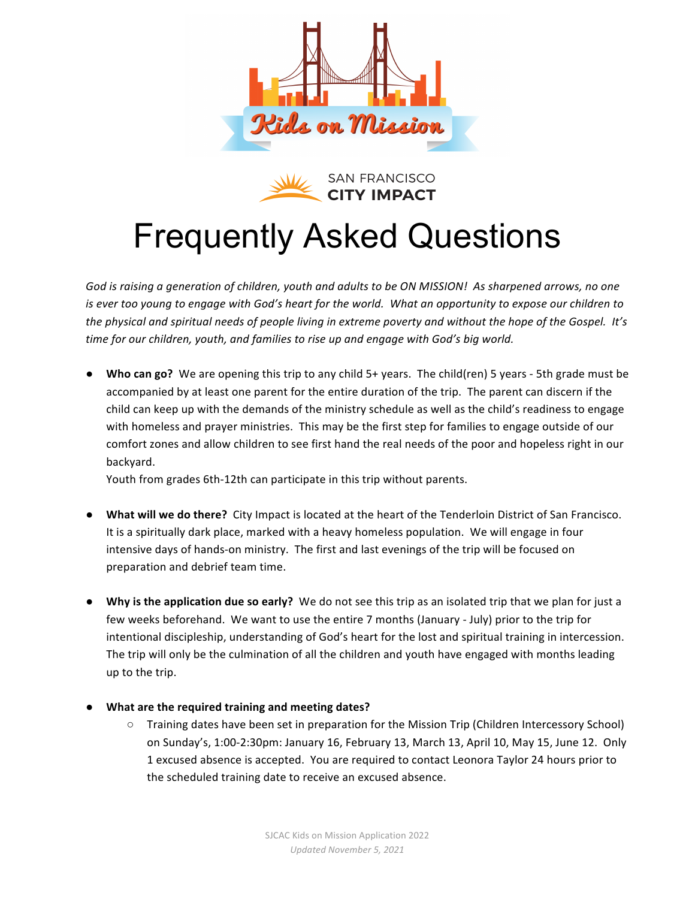Kids on Mission

SAN FRANCISCO
CITY IMPACT

# Frequently Asked Questions

*God is raising a generation of children, youth and adults to be ON MISSION! As sharpened arrows, no one is ever too young to engage with God's heart for the world. What an opportunity to expose our children to the physical and spiritual needs of people living in extreme poverty and without the hope of the Gospel. It's time for our children, youth, and families to rise up and engage with God's big world.*

- **Who can go?** We are opening this trip to any child 5+ years. The child(ren) 5 years - 5th grade must be accompanied by at least one parent for the entire duration of the trip. The parent can discern if the child can keep up with the demands of the ministry schedule as well as the child's readiness to engage with homeless and prayer ministries. This may be the first step for families to engage outside of our comfort zones and allow children to see first hand the real needs of the poor and hopeless right in our backyard.
  Youth from grades 6th-12th can participate in this trip without parents.

- **What will we do there?** City Impact is located at the heart of the Tenderloin District of San Francisco. It is a spiritually dark place, marked with a heavy homeless population. We will engage in four intensive days of hands-on ministry. The first and last evenings of the trip will be focused on preparation and debrief team time.

- **Why is the application due so early?** We do not see this trip as an isolated trip that we plan for just a few weeks beforehand. We want to use the entire 7 months (January - July) prior to the trip for intentional discipleship, understanding of God's heart for the lost and spiritual training in intercession. The trip will only be the culmination of all the children and youth have engaged with months leading up to the trip.

- **What are the required training and meeting dates?**
  - Training dates have been set in preparation for the Mission Trip (Children Intercessory School) on Sunday's, 1:00-2:30pm: January 16, February 13, March 13, April 10, May 15, June 12. Only 1 excused absence is accepted. You are required to contact Leonora Taylor 24 hours prior to the scheduled training date to receive an excused absence.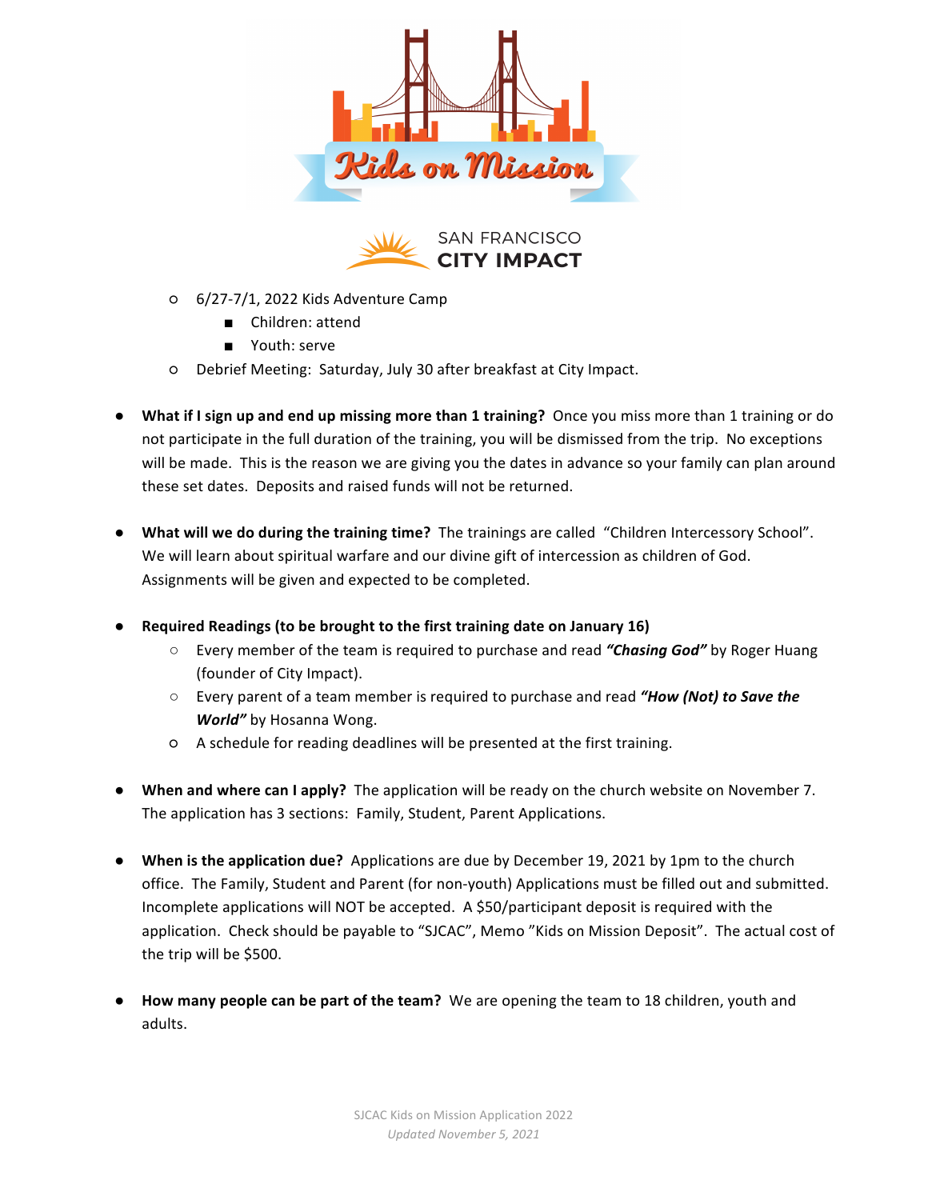- 6/27-7/1, 2022 Kids Adventure Camp
    - Children: attend
    - Youth: serve
  - Debrief Meeting: Saturday, July 30 after breakfast at City Impact.

- **What if I sign up and end up missing more than 1 training?** Once you miss more than 1 training or do not participate in the full duration of the training, you will be dismissed from the trip. No exceptions will be made. This is the reason we are giving you the dates in advance so your family can plan around these set dates. Deposits and raised funds will not be returned.

- **What will we do during the training time?** The trainings are called "Children Intercessory School". We will learn about spiritual warfare and our divine gift of intercession as children of God. Assignments will be given and expected to be completed.

- **Required Readings (to be brought to the first training date on January 16)**
  - Every member of the team is required to purchase and read ***"Chasing God"*** by Roger Huang (founder of City Impact).
  - Every parent of a team member is required to purchase and read ***"How (Not) to Save the World"*** by Hosanna Wong.
  - A schedule for reading deadlines will be presented at the first training.

- **When and where can I apply?** The application will be ready on the church website on November 7. The application has 3 sections: Family, Student, Parent Applications.

- **When is the application due?** Applications are due by December 19, 2021 by 1pm to the church office. The Family, Student and Parent (for non-youth) Applications must be filled out and submitted. Incomplete applications will NOT be accepted. A $50/participant deposit is required with the application. Check should be payable to "SJCAC", Memo "Kids on Mission Deposit". The actual cost of the trip will be $500.

- **How many people can be part of the team?** We are opening the team to 18 children, youth and adults.